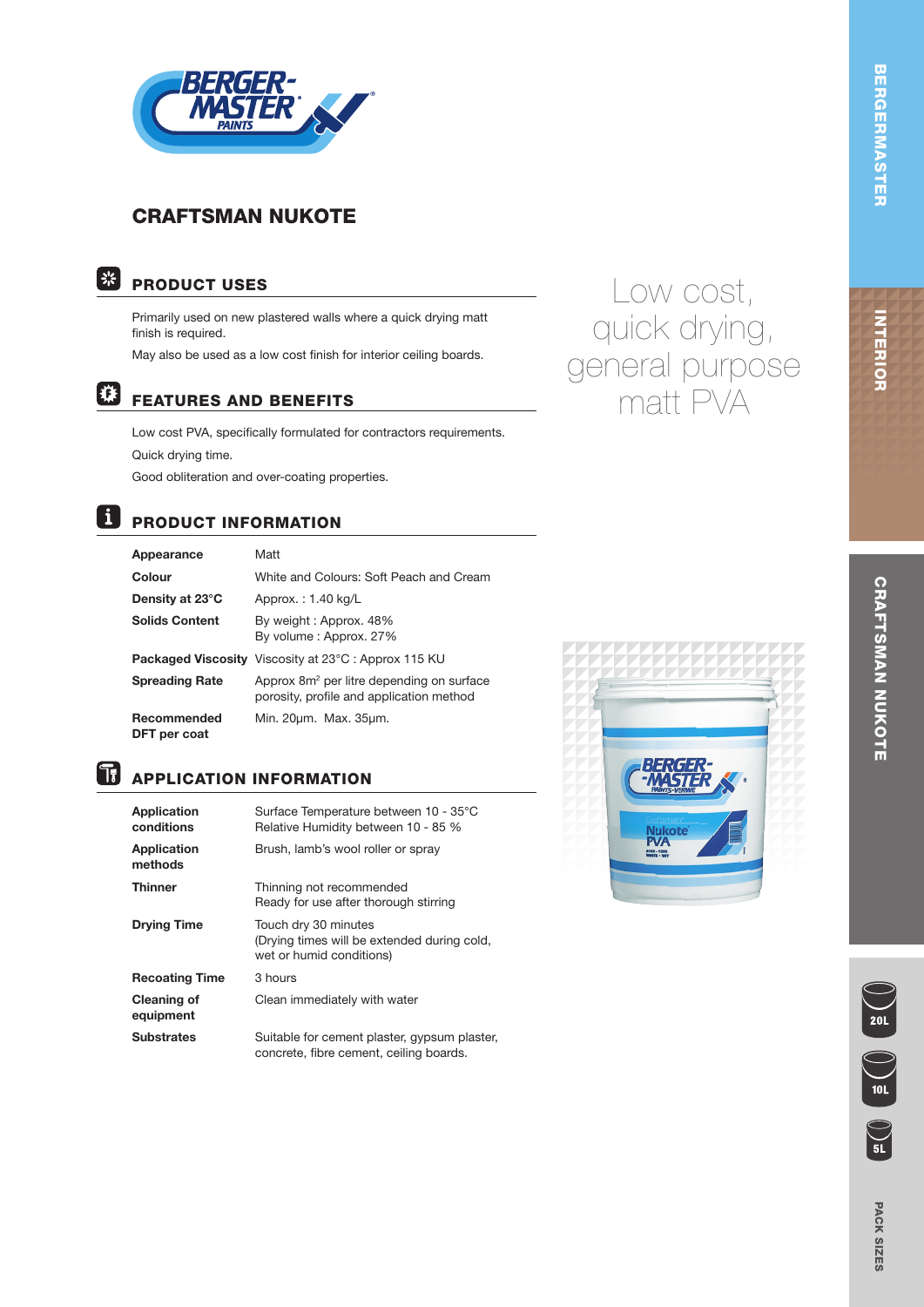# CRAFTSMAN NUKOTE

Low cost, quick drying, general purpose matt PVA

## PRODUCT USES

Primarily used on new plastered walls where a quick drying matt finish is required.

May also be used as a low cost finish for interior ceiling boards.

## FEATURES AND BENEFITS

Low cost PVA, specifically formulated for contractors requirements.

Quick drying time.

Good obliteration and over-coating properties.

## PRODUCT INFORMATION

| | |
|---|---|
| **Appearance** | Matt |
| **Colour** | White and Colours: Soft Peach and Cream |
| **Density at 23°C** | Approx. : 1.40 kg/L |
| **Solids Content** | By weight : Approx. 48%<br>By volume : Approx. 27% |
| **Packaged Viscosity** | Viscosity at 23°C : Approx 115 KU |
| **Spreading Rate** | Approx 8m² per litre depending on surface porosity, profile and application method |
| **Recommended DFT per coat** | Min. 20µm. Max. 35µm. |

## APPLICATION INFORMATION

| | |
|---|---|
| **Application conditions** | Surface Temperature between 10 - 35°C<br>Relative Humidity between 10 - 85 % |
| **Application methods** | Brush, lamb's wool roller or spray |
| **Thinner** | Thinning not recommended<br>Ready for use after thorough stirring |
| **Drying Time** | Touch dry 30 minutes<br>(Drying times will be extended during cold, wet or humid conditions) |
| **Recoating Time** | 3 hours |
| **Cleaning of equipment** | Clean immediately with water |
| **Substrates** | Suitable for cement plaster, gypsum plaster, concrete, fibre cement, ceiling boards. |

BERGERMASTER | INTERIOR | CRAFTSMAN NUKOTE

PACK SIZES: 20L, 10L, 5L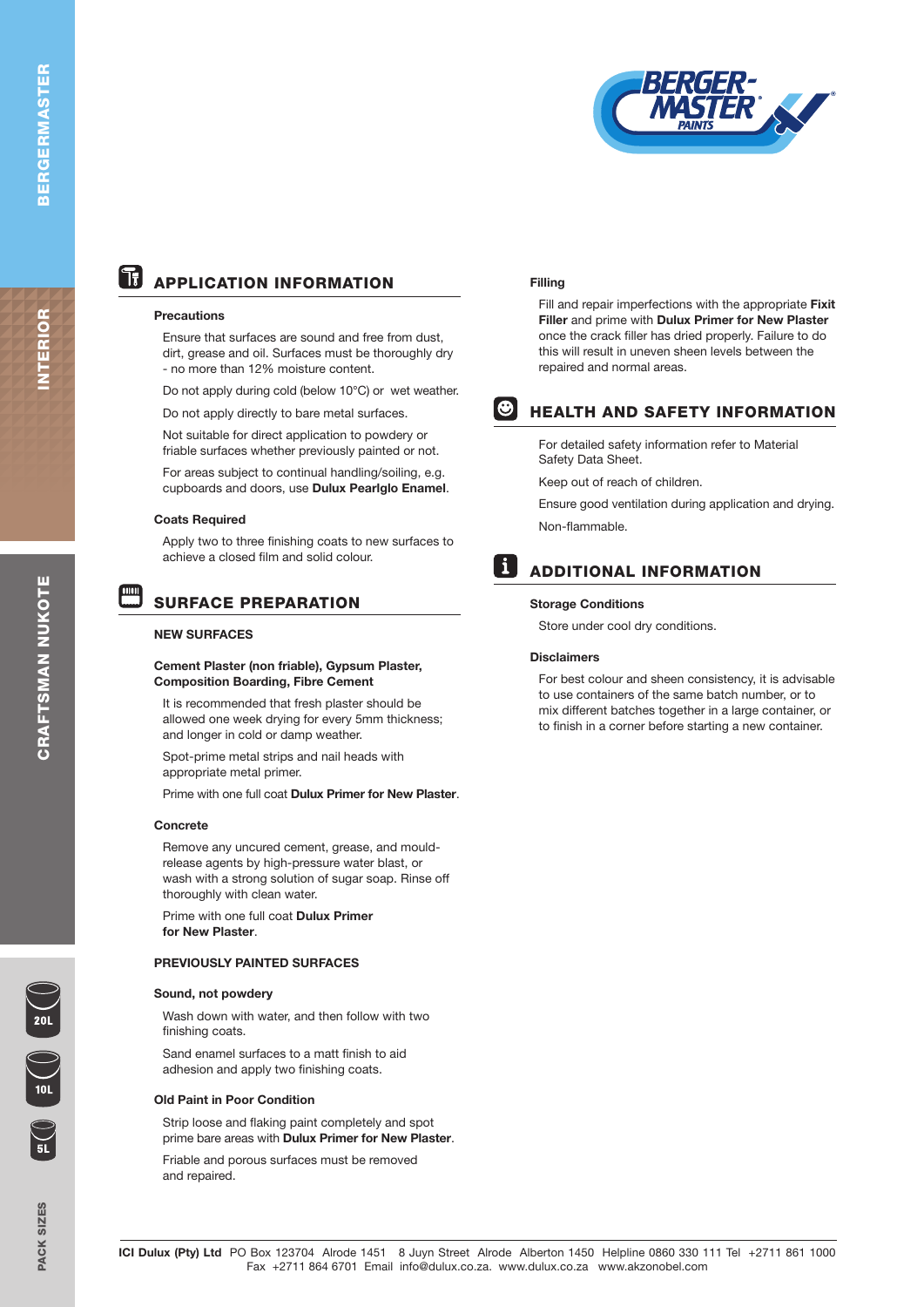## APPLICATION INFORMATION

### Precautions

Ensure that surfaces are sound and free from dust, dirt, grease and oil. Surfaces must be thoroughly dry - no more than 12% moisture content.

Do not apply during cold (below 10°C) or wet weather.

Do not apply directly to bare metal surfaces.

Not suitable for direct application to powdery or friable surfaces whether previously painted or not.

For areas subject to continual handling/soiling, e.g. cupboards and doors, use **Dulux Pearlglo Enamel**.

### Coats Required

Apply two to three finishing coats to new surfaces to achieve a closed film and solid colour.

## SURFACE PREPARATION

### NEW SURFACES

#### Cement Plaster (non friable), Gypsum Plaster, Composition Boarding, Fibre Cement

It is recommended that fresh plaster should be allowed one week drying for every 5mm thickness; and longer in cold or damp weather.

Spot-prime metal strips and nail heads with appropriate metal primer.

Prime with one full coat **Dulux Primer for New Plaster**.

#### Concrete

Remove any uncured cement, grease, and mould-release agents by high-pressure water blast, or wash with a strong solution of sugar soap. Rinse off thoroughly with clean water.

Prime with one full coat **Dulux Primer for New Plaster**.

### PREVIOUSLY PAINTED SURFACES

#### Sound, not powdery

Wash down with water, and then follow with two finishing coats.

Sand enamel surfaces to a matt finish to aid adhesion and apply two finishing coats.

#### Old Paint in Poor Condition

Strip loose and flaking paint completely and spot prime bare areas with **Dulux Primer for New Plaster**.

Friable and porous surfaces must be removed and repaired.

#### Filling

Fill and repair imperfections with the appropriate **Fixit Filler** and prime with **Dulux Primer for New Plaster** once the crack filler has dried properly. Failure to do this will result in uneven sheen levels between the repaired and normal areas.

## HEALTH AND SAFETY INFORMATION

For detailed safety information refer to Material Safety Data Sheet.

Keep out of reach of children.

Ensure good ventilation during application and drying.

Non-flammable.

## ADDITIONAL INFORMATION

### Storage Conditions

Store under cool dry conditions.

### Disclaimers

For best colour and sheen consistency, it is advisable to use containers of the same batch number, or to mix different batches together in a large container, or to finish in a corner before starting a new container.

**ICI Dulux (Pty) Ltd** PO Box 123704 Alrode 1451 8 Juyn Street Alrode Alberton 1450 Helpline 0860 330 111 Tel +2711 861 1000 Fax +2711 864 6701 Email info@dulux.co.za. www.dulux.co.za www.akzonobel.com